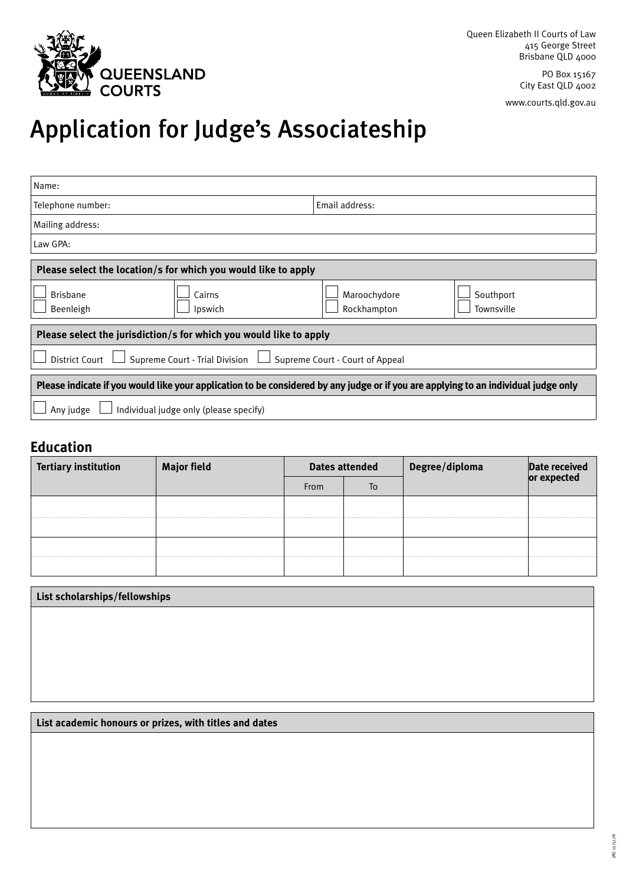QUEENSLAND COURTS

Queen Elizabeth II Courts of Law
415 George Street
Brisbane QLD 4000

PO Box 15167
City East QLD 4002

www.courts.qld.gov.au

# Application for Judge's Associateship

| Name: | |
|---|---|
| Telephone number: | Email address: |
| Mailing address: | |
| Law GPA: | |

**Please select the location/s for which you would like to apply**

- ☐ Brisbane
- ☐ Beenleigh
- ☐ Cairns
- ☐ Ipswich
- ☐ Maroochydore
- ☐ Rockhampton
- ☐ Southport
- ☐ Townsville

**Please select the jurisdiction/s for which you would like to apply**

- ☐ District Court
- ☐ Supreme Court - Trial Division
- ☐ Supreme Court - Court of Appeal

**Please indicate if you would like your application to be considered by any judge or if you are applying to an individual judge only**

- ☐ Any judge
- ☐ Individual judge only (please specify)

## Education

| Tertiary institution | Major field | Dates attended | | Degree/diploma | Date received or expected |
|---|---|---|---|---|---|
| | | From | To | | |
| | | | | | |
| | | | | | |
| | | | | | |
| | | | | | |

**List scholarships/fellowships**

**List academic honours or prizes, with titles and dates**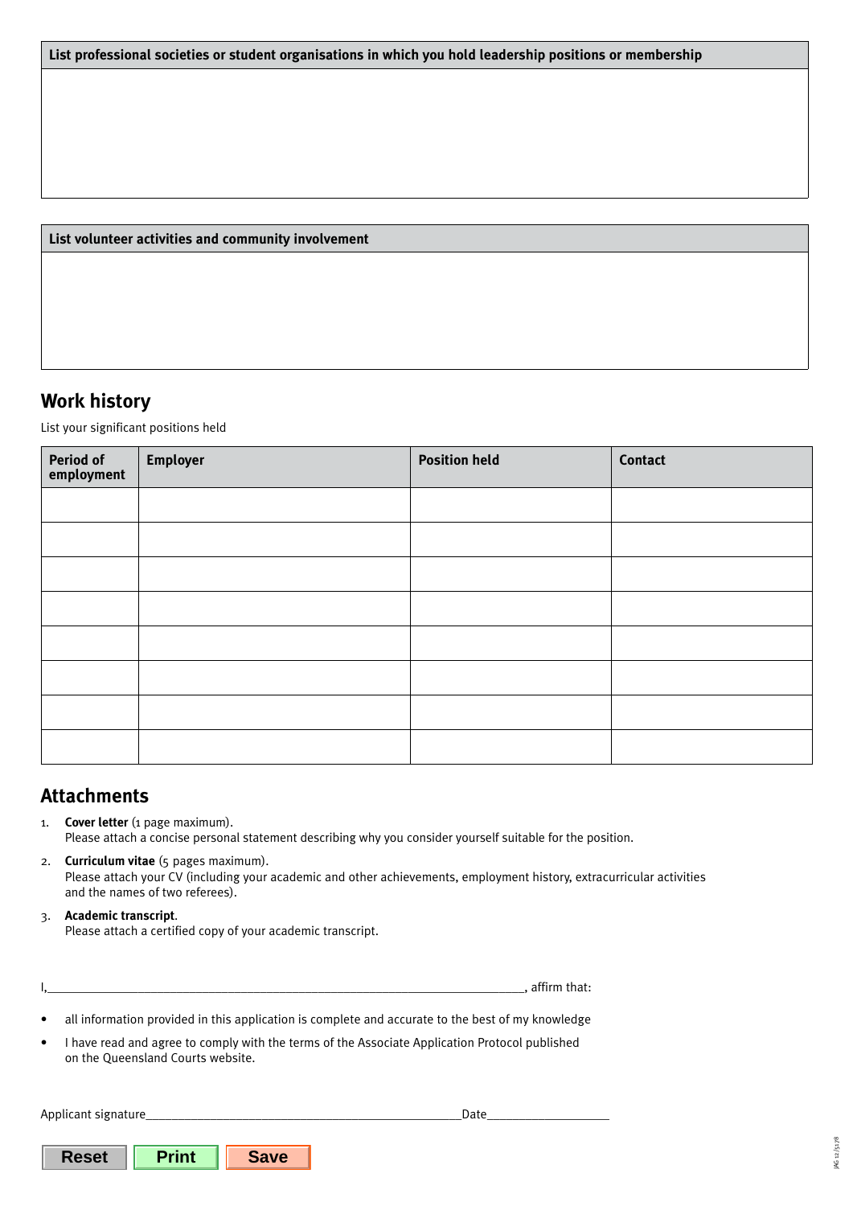**List professional societies or student organisations in which you hold leadership positions or membership**

**List volunteer activities and community involvement**

## Work history

List your significant positions held

| Period of employment | Employer | Position held | Contact |
|---|---|---|---|
| | | | |
| | | | |
| | | | |
| | | | |
| | | | |
| | | | |
| | | | |
| | | | |

## Attachments

1. **Cover letter** (1 page maximum).
   Please attach a concise personal statement describing why you consider yourself suitable for the position.
2. **Curriculum vitae** (5 pages maximum).
   Please attach your CV (including your academic and other achievements, employment history, extracurricular activities and the names of two referees).
3. **Academic transcript**.
   Please attach a certified copy of your academic transcript.

I,___________________________________________________________________________, affirm that:

- all information provided in this application is complete and accurate to the best of my knowledge
- I have read and agree to comply with the terms of the Associate Application Protocol published on the Queensland Courts website.

Applicant signature________________________________________________Date__________________

Reset Print Save